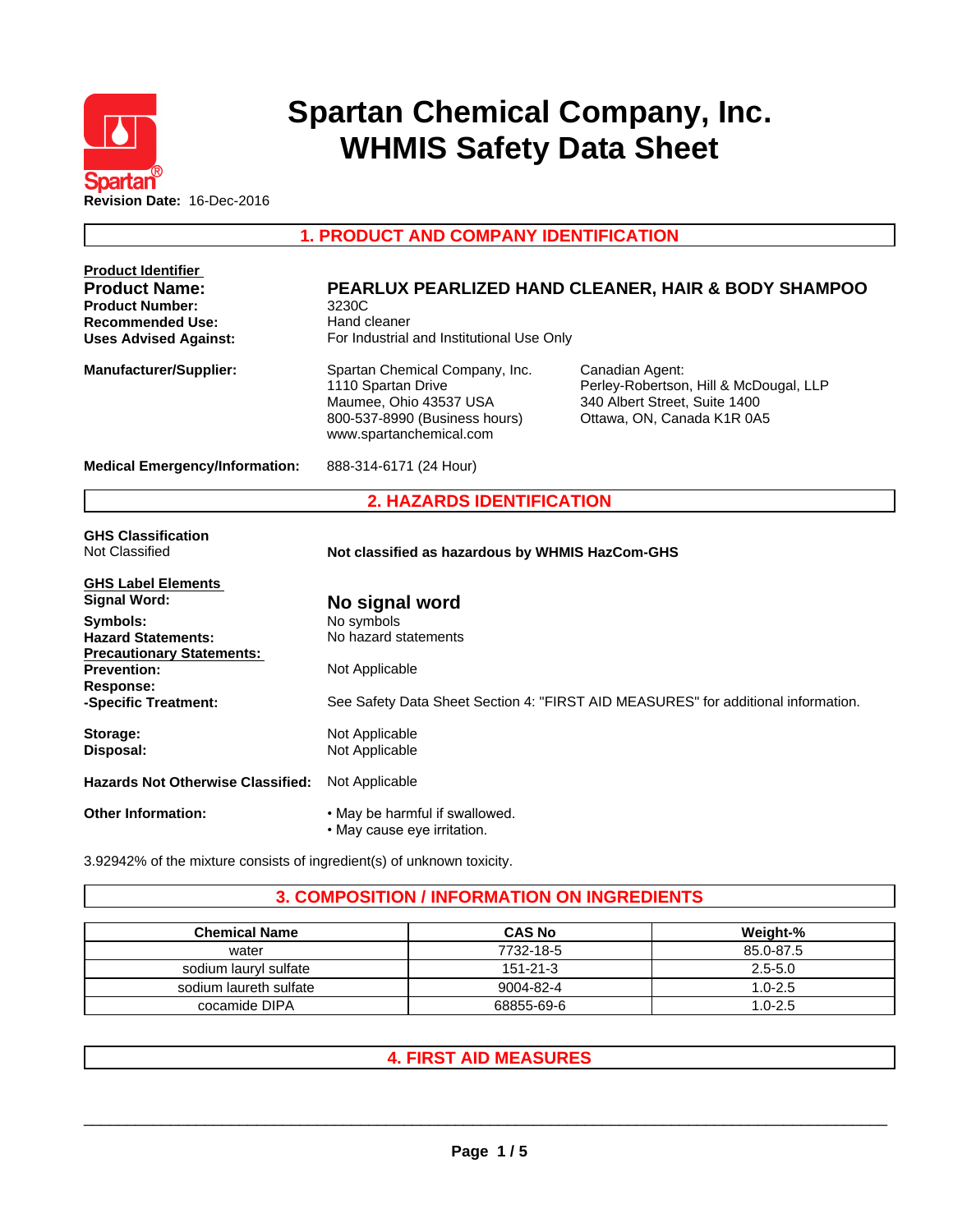# Spartan Chemical Company, Inc.
# WHMIS Safety Data Sheet

Spartan®

**Revision Date:** 16-Dec-2016

## 1. PRODUCT AND COMPANY IDENTIFICATION

**Product Identifier**

**Product Name:** **PEARLUX PEARLIZED HAND CLEANER, HAIR & BODY SHAMPOO**

**Product Number:** 3230C

**Recommended Use:** Hand cleaner

**Uses Advised Against:** For Industrial and Institutional Use Only

**Manufacturer/Supplier:**

Spartan Chemical Company, Inc.
1110 Spartan Drive
Maumee, Ohio 43537 USA
800-537-8990 (Business hours)
www.spartanchemical.com

Canadian Agent:
Perley-Robertson, Hill & McDougal, LLP
340 Albert Street, Suite 1400
Ottawa, ON, Canada K1R 0A5

**Medical Emergency/Information:** 888-314-6171 (24 Hour)

## 2. HAZARDS IDENTIFICATION

**GHS Classification**
Not Classified

**Not classified as hazardous by WHMIS HazCom-GHS**

**GHS Label Elements**

**Signal Word:** **No signal word**

**Symbols:** No symbols

**Hazard Statements:** No hazard statements

**Precautionary Statements:**

**Prevention:** Not Applicable

**Response:**

**-Specific Treatment:** See Safety Data Sheet Section 4: "FIRST AID MEASURES" for additional information.

**Storage:** Not Applicable

**Disposal:** Not Applicable

**Hazards Not Otherwise Classified:** Not Applicable

**Other Information:**
- May be harmful if swallowed.
- May cause eye irritation.

3.92942% of the mixture consists of ingredient(s) of unknown toxicity.

## 3. COMPOSITION / INFORMATION ON INGREDIENTS

| Chemical Name | CAS No | Weight-% |
|---|---|---|
| water | 7732-18-5 | 85.0-87.5 |
| sodium lauryl sulfate | 151-21-3 | 2.5-5.0 |
| sodium laureth sulfate | 9004-82-4 | 1.0-2.5 |
| cocamide DIPA | 68855-69-6 | 1.0-2.5 |

## 4. FIRST AID MEASURES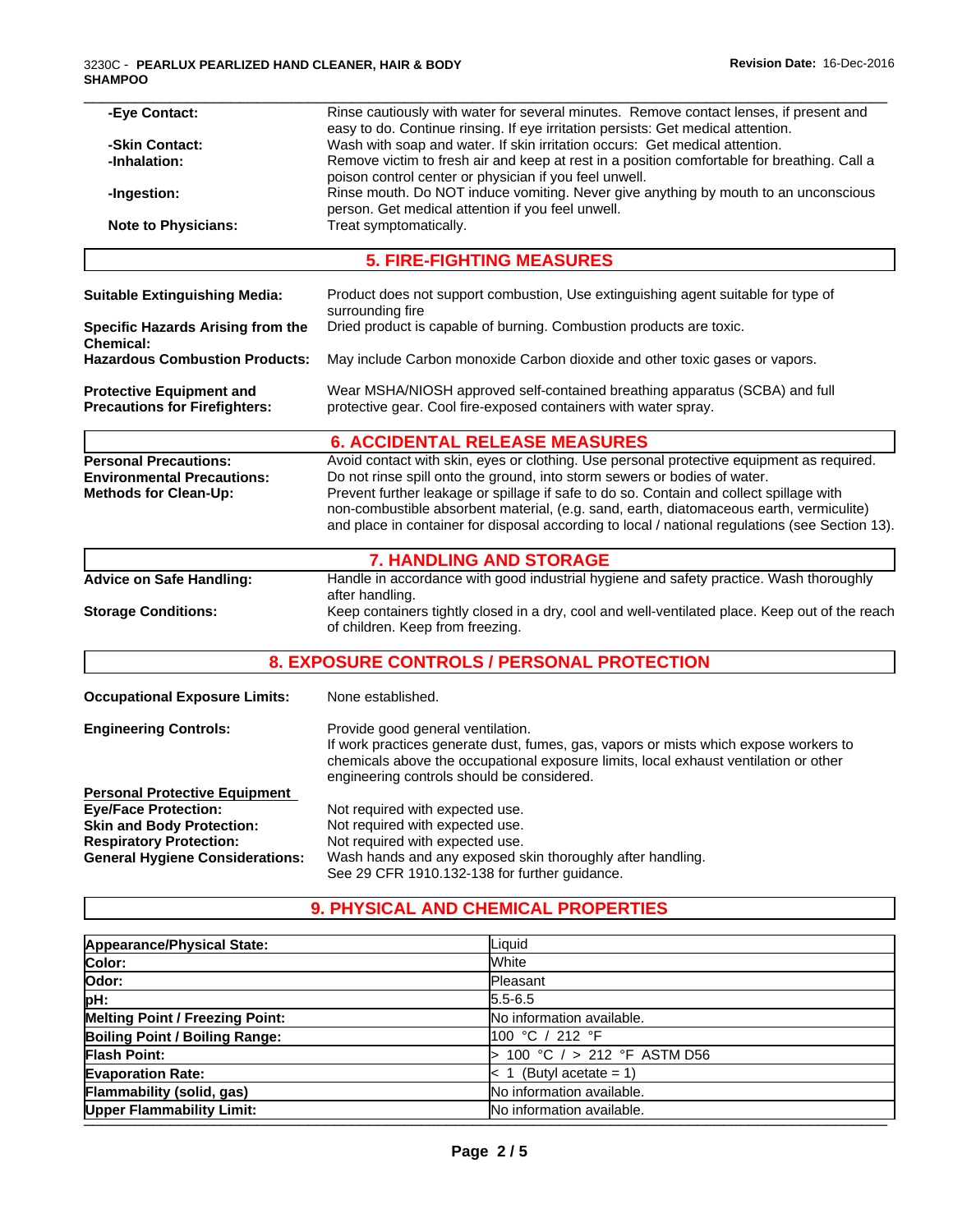| | |
|---|---|
| **-Eye Contact:** | Rinse cautiously with water for several minutes. Remove contact lenses, if present and easy to do. Continue rinsing. If eye irritation persists: Get medical attention. |
| **-Skin Contact:** | Wash with soap and water. If skin irritation occurs: Get medical attention. |
| **-Inhalation:** | Remove victim to fresh air and keep at rest in a position comfortable for breathing. Call a poison control center or physician if you feel unwell. |
| **-Ingestion:** | Rinse mouth. Do NOT induce vomiting. Never give anything by mouth to an unconscious person. Get medical attention if you feel unwell. |
| **Note to Physicians:** | Treat symptomatically. |

## 5. FIRE-FIGHTING MEASURES

| | |
|---|---|
| **Suitable Extinguishing Media:** | Product does not support combustion, Use extinguishing agent suitable for type of surrounding fire |
| **Specific Hazards Arising from the Chemical:** | Dried product is capable of burning. Combustion products are toxic. |
| **Hazardous Combustion Products:** | May include Carbon monoxide Carbon dioxide and other toxic gases or vapors. |
| **Protective Equipment and Precautions for Firefighters:** | Wear MSHA/NIOSH approved self-contained breathing apparatus (SCBA) and full protective gear. Cool fire-exposed containers with water spray. |

## 6. ACCIDENTAL RELEASE MEASURES

| | |
|---|---|
| **Personal Precautions:** | Avoid contact with skin, eyes or clothing. Use personal protective equipment as required. |
| **Environmental Precautions:** | Do not rinse spill onto the ground, into storm sewers or bodies of water. |
| **Methods for Clean-Up:** | Prevent further leakage or spillage if safe to do so. Contain and collect spillage with non-combustible absorbent material, (e.g. sand, earth, diatomaceous earth, vermiculite) and place in container for disposal according to local / national regulations (see Section 13). |

## 7. HANDLING AND STORAGE

| | |
|---|---|
| **Advice on Safe Handling:** | Handle in accordance with good industrial hygiene and safety practice. Wash thoroughly after handling. |
| **Storage Conditions:** | Keep containers tightly closed in a dry, cool and well-ventilated place. Keep out of the reach of children. Keep from freezing. |

## 8. EXPOSURE CONTROLS / PERSONAL PROTECTION

| | |
|---|---|
| **Occupational Exposure Limits:** | None established. |
| **Engineering Controls:** | Provide good general ventilation. If work practices generate dust, fumes, gas, vapors or mists which expose workers to chemicals above the occupational exposure limits, local exhaust ventilation or other engineering controls should be considered. |

**Personal Protective Equipment**

| | |
|---|---|
| **Eye/Face Protection:** | Not required with expected use. |
| **Skin and Body Protection:** | Not required with expected use. |
| **Respiratory Protection:** | Not required with expected use. |
| **General Hygiene Considerations:** | Wash hands and any exposed skin thoroughly after handling. See 29 CFR 1910.132-138 for further guidance. |

## 9. PHYSICAL AND CHEMICAL PROPERTIES

| | |
|---|---|
| **Appearance/Physical State:** | Liquid |
| **Color:** | White |
| **Odor:** | Pleasant |
| **pH:** | 5.5-6.5 |
| **Melting Point / Freezing Point:** | No information available. |
| **Boiling Point / Boiling Range:** | 100 °C / 212 °F |
| **Flash Point:** | > 100 °C / > 212 °F ASTM D56 |
| **Evaporation Rate:** | < 1 (Butyl acetate = 1) |
| **Flammability (solid, gas)** | No information available. |
| **Upper Flammability Limit:** | No information available. |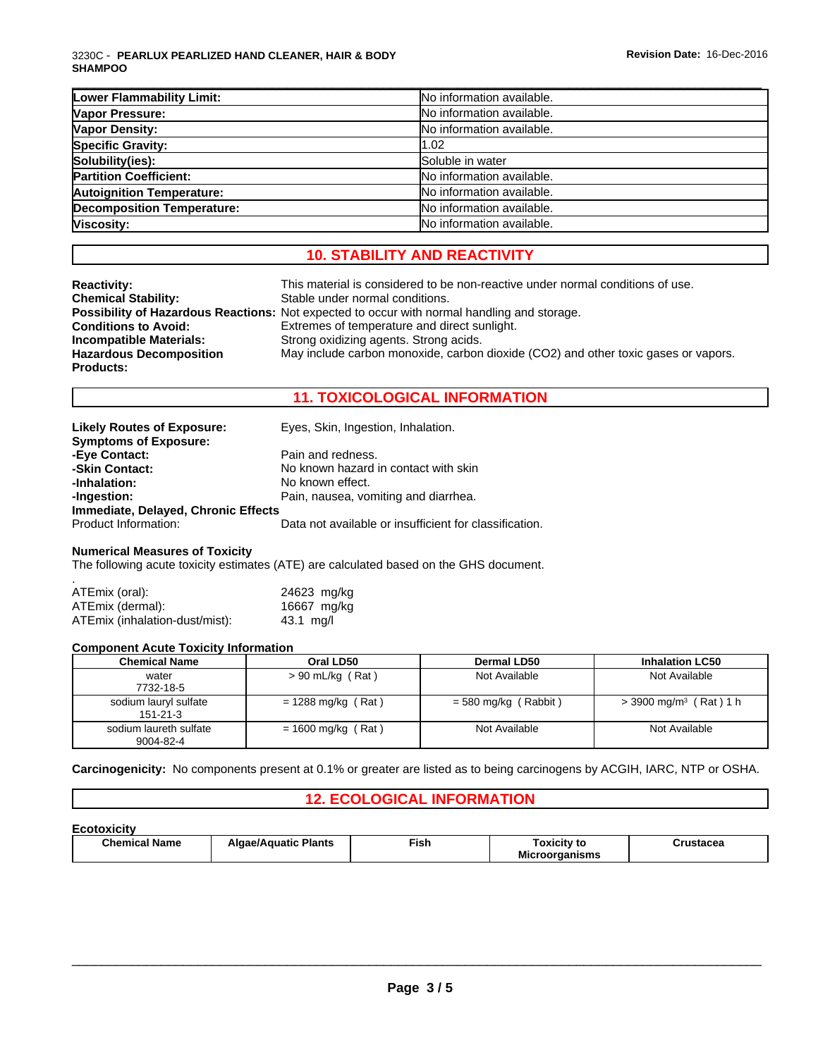| Lower Flammability Limit: | No information available. |
|---|---|
| Vapor Pressure: | No information available. |
| Vapor Density: | No information available. |
| Specific Gravity: | 1.02 |
| Solubility(ies): | Soluble in water |
| Partition Coefficient: | No information available. |
| Autoignition Temperature: | No information available. |
| Decomposition Temperature: | No information available. |
| Viscosity: | No information available. |

## 10. STABILITY AND REACTIVITY

**Reactivity:** This material is considered to be non-reactive under normal conditions of use.
**Chemical Stability:** Stable under normal conditions.
**Possibility of Hazardous Reactions:** Not expected to occur with normal handling and storage.
**Conditions to Avoid:** Extremes of temperature and direct sunlight.
**Incompatible Materials:** Strong oxidizing agents. Strong acids.
**Hazardous Decomposition Products:** May include carbon monoxide, carbon dioxide ($CO_2$) and other toxic gases or vapors.

## 11. TOXICOLOGICAL INFORMATION

**Likely Routes of Exposure:** Eyes, Skin, Ingestion, Inhalation.
**Symptoms of Exposure:**
**-Eye Contact:** Pain and redness.
**-Skin Contact:** No known hazard in contact with skin
**-Inhalation:** No known effect.
**-Ingestion:** Pain, nausea, vomiting and diarrhea.
**Immediate, Delayed, Chronic Effects**
Product Information: Data not available or insufficient for classification.

**Numerical Measures of Toxicity**
The following acute toxicity estimates (ATE) are calculated based on the GHS document.
.
ATEmix (oral): 24623 mg/kg
ATEmix (dermal): 16667 mg/kg
ATEmix (inhalation-dust/mist): 43.1 mg/l

**Component Acute Toxicity Information**

| Chemical Name | Oral LD50 | Dermal LD50 | Inhalation LC50 |
|---|---|---|---|
| water 7732-18-5 | > 90 mL/kg ( Rat ) | Not Available | Not Available |
| sodium lauryl sulfate 151-21-3 | = 1288 mg/kg ( Rat ) | = 580 mg/kg ( Rabbit ) | > 3900 mg/m³ ( Rat ) 1 h |
| sodium laureth sulfate 9004-82-4 | = 1600 mg/kg ( Rat ) | Not Available | Not Available |

**Carcinogenicity:** No components present at 0.1% or greater are listed as to being carcinogens by ACGIH, IARC, NTP or OSHA.

## 12. ECOLOGICAL INFORMATION

**Ecotoxicity**

| Chemical Name | Algae/Aquatic Plants | Fish | Toxicity to Microorganisms | Crustacea |
|---|---|---|---|---|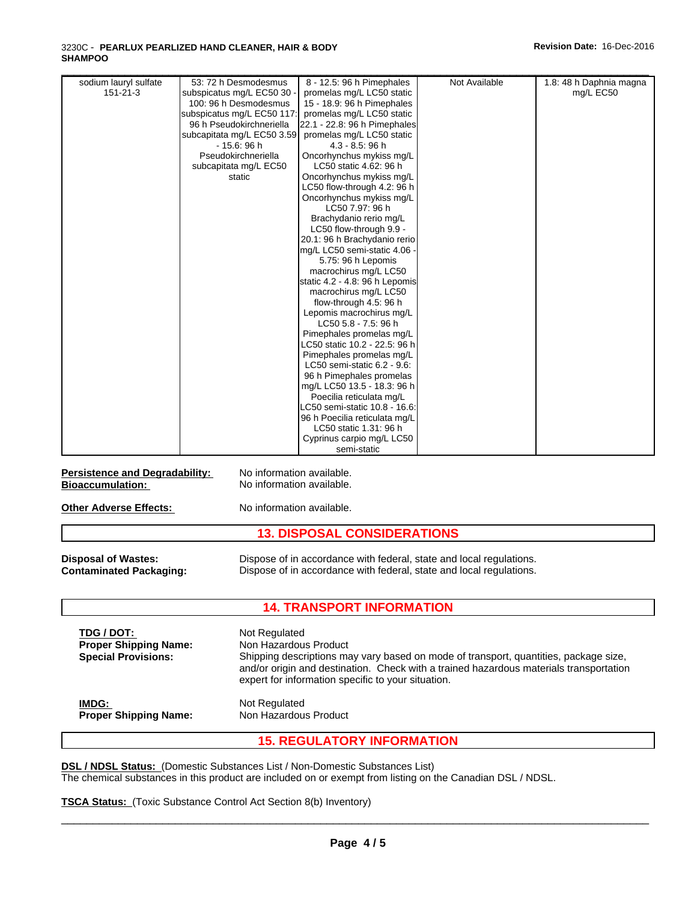| | | | | |
|---|---|---|---|---|
| sodium lauryl sulfate 151-21-3 | 53: 72 h Desmodesmus subspicatus mg/L EC50 30 - 100: 96 h Desmodesmus subspicatus mg/L EC50 117: 96 h Pseudokirchneriella subcapitata mg/L EC50 3.59 - 15.6: 96 h Pseudokirchneriella subcapitata mg/L EC50 static | 8 - 12.5: 96 h Pimephales promelas mg/L LC50 static 15 - 18.9: 96 h Pimephales promelas mg/L LC50 static 22.1 - 22.8: 96 h Pimephales promelas mg/L LC50 static 4.3 - 8.5: 96 h Oncorhynchus mykiss mg/L LC50 static 4.62: 96 h Oncorhynchus mykiss mg/L LC50 flow-through 4.2: 96 h Oncorhynchus mykiss mg/L LC50 7.97: 96 h Brachydanio rerio mg/L LC50 flow-through 9.9 - 20.1: 96 h Brachydanio rerio mg/L LC50 semi-static 4.06 - 5.75: 96 h Lepomis macrochirus mg/L LC50 static 4.2 - 4.8: 96 h Lepomis macrochirus mg/L LC50 flow-through 4.5: 96 h Lepomis macrochirus mg/L LC50 5.8 - 7.5: 96 h Pimephales promelas mg/L LC50 static 10.2 - 22.5: 96 h Pimephales promelas mg/L LC50 semi-static 6.2 - 9.6: 96 h Pimephales promelas mg/L LC50 13.5 - 18.3: 96 h Poecilia reticulata mg/L LC50 semi-static 10.8 - 16.6: 96 h Poecilia reticulata mg/L LC50 static 1.31: 96 h Cyprinus carpio mg/L LC50 semi-static | Not Available | 1.8: 48 h Daphnia magna mg/L EC50 |

**Persistence and Degradability:** No information available.
**Bioaccumulation:** No information available.

**Other Adverse Effects:** No information available.

## 13. DISPOSAL CONSIDERATIONS

**Disposal of Wastes:** Dispose of in accordance with federal, state and local regulations.
**Contaminated Packaging:** Dispose of in accordance with federal, state and local regulations.

## 14. TRANSPORT INFORMATION

**TDG / DOT:** Not Regulated
**Proper Shipping Name:** Non Hazardous Product
**Special Provisions:** Shipping descriptions may vary based on mode of transport, quantities, package size, and/or origin and destination. Check with a trained hazardous materials transportation expert for information specific to your situation.

**IMDG:** Not Regulated
**Proper Shipping Name:** Non Hazardous Product

## 15. REGULATORY INFORMATION

**DSL / NDSL Status:** (Domestic Substances List / Non-Domestic Substances List)
The chemical substances in this product are included on or exempt from listing on the Canadian DSL / NDSL.

**TSCA Status:** (Toxic Substance Control Act Section 8(b) Inventory)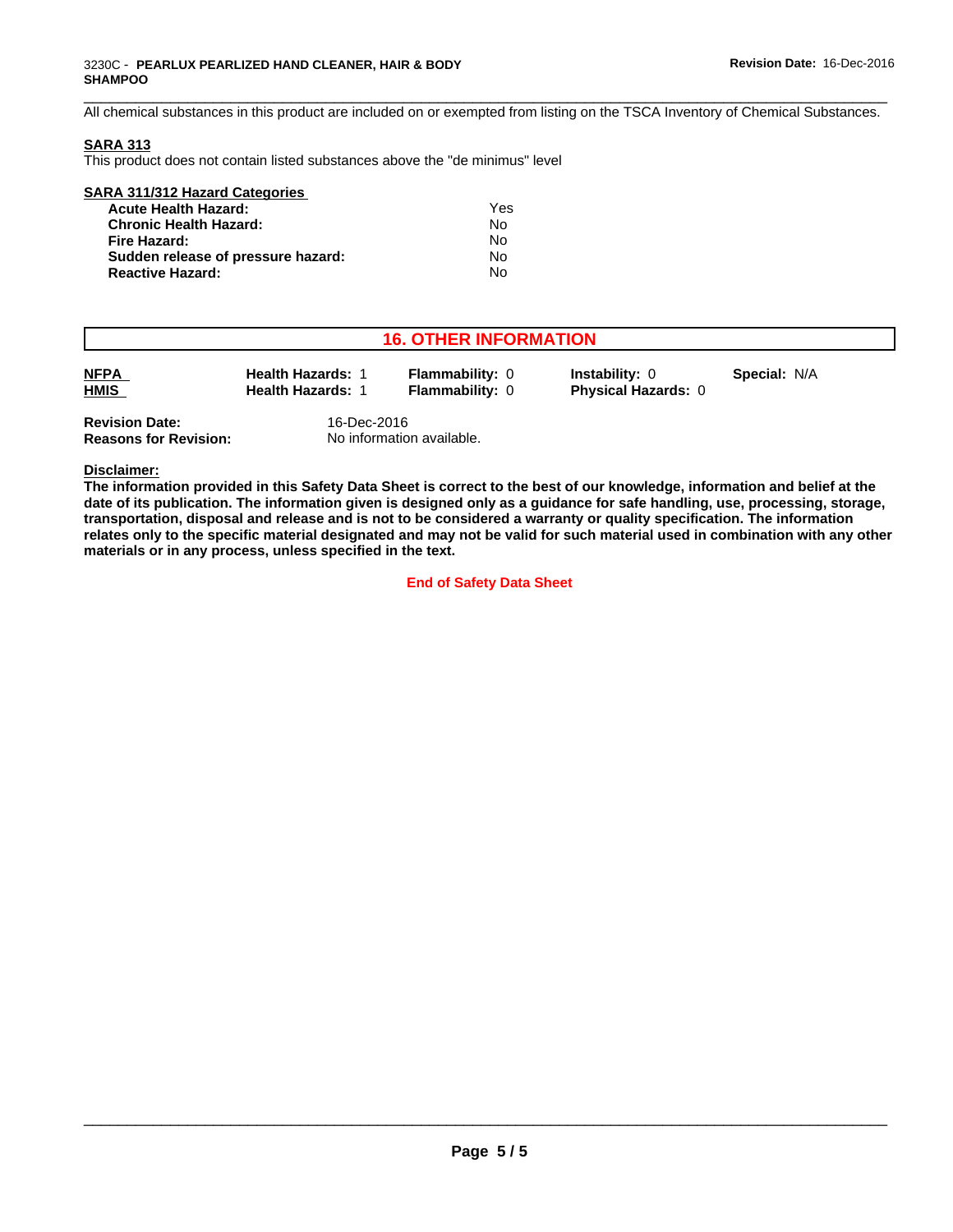All chemical substances in this product are included on or exempted from listing on the TSCA Inventory of Chemical Substances.

**SARA 313**

This product does not contain listed substances above the "de minimus" level

**SARA 311/312 Hazard Categories**

| | |
|---|---|
| **Acute Health Hazard:** | Yes |
| **Chronic Health Hazard:** | No |
| **Fire Hazard:** | No |
| **Sudden release of pressure hazard:** | No |
| **Reactive Hazard:** | No |

## 16. OTHER INFORMATION

| | | | | |
|---|---|---|---|---|
| **NFPA** | **Health Hazards:** 1 | **Flammability:** 0 | **Instability:** 0 | **Special:** N/A |
| **HMIS** | **Health Hazards:** 1 | **Flammability:** 0 | **Physical Hazards:** 0 | |

| | |
|---|---|
| **Revision Date:** | 16-Dec-2016 |
| **Reasons for Revision:** | No information available. |

**Disclaimer:**

**The information provided in this Safety Data Sheet is correct to the best of our knowledge, information and belief at the date of its publication. The information given is designed only as a guidance for safe handling, use, processing, storage, transportation, disposal and release and is not to be considered a warranty or quality specification. The information relates only to the specific material designated and may not be valid for such material used in combination with any other materials or in any process, unless specified in the text.**

**End of Safety Data Sheet**